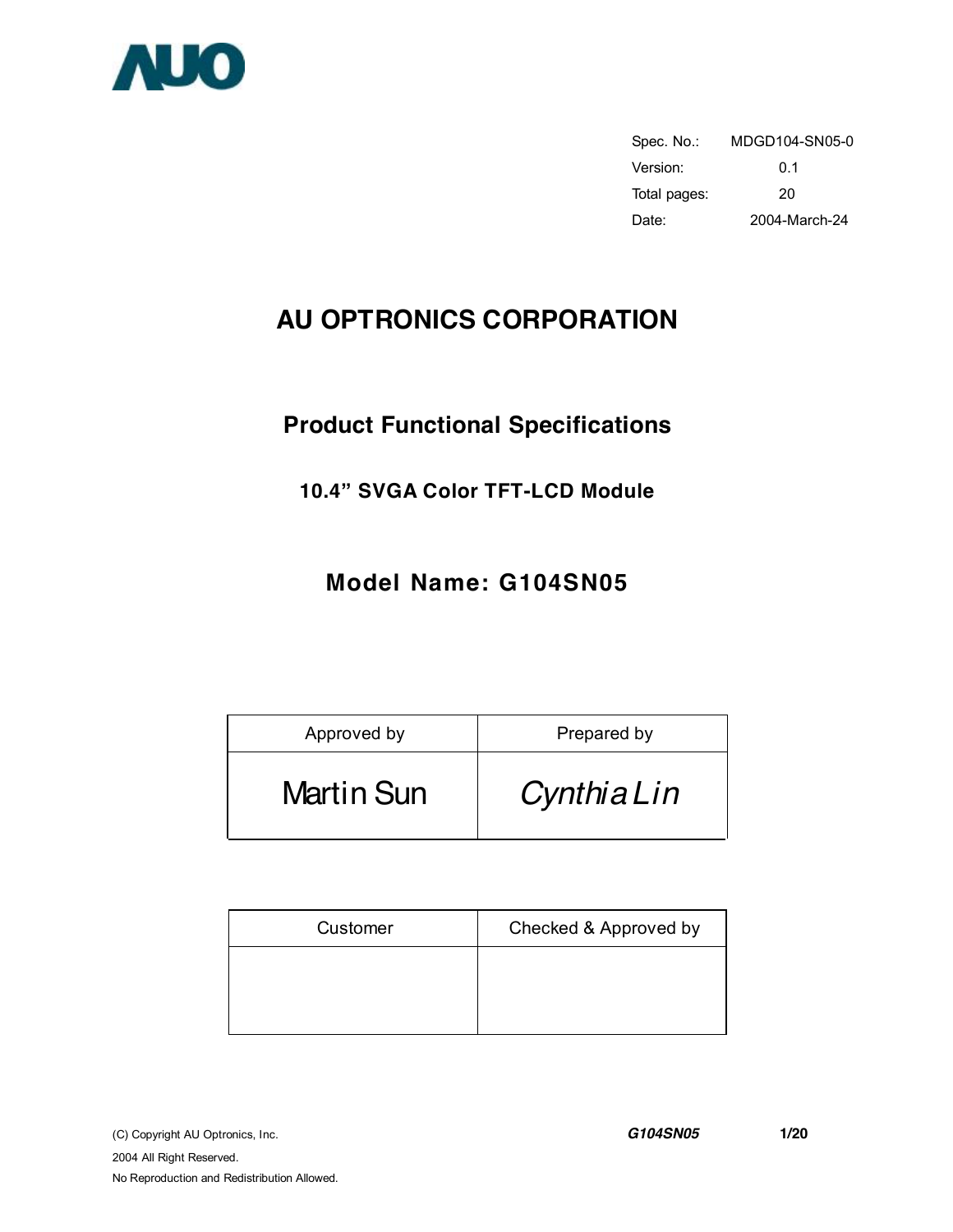AUO

| Spec. No.: | MDGD104-SN05-0 |
|---|---|
| Version: | 0.1 |
| Total pages: | 20 |
| Date: | 2004-March-24 |

# AU OPTRONICS CORPORATION

## Product Functional Specifications

### 10.4" SVGA Color TFT-LCD Module

## Model Name: G104SN05

| Approved by | Prepared by |
|---|---|
| Martin Sun | *Cynthia Lin* |

| Customer | Checked & Approved by |
|---|---|
| | |

(C) Copyright AU Optronics, Inc.
2004 All Right Reserved.
No Reproduction and Redistribution Allowed.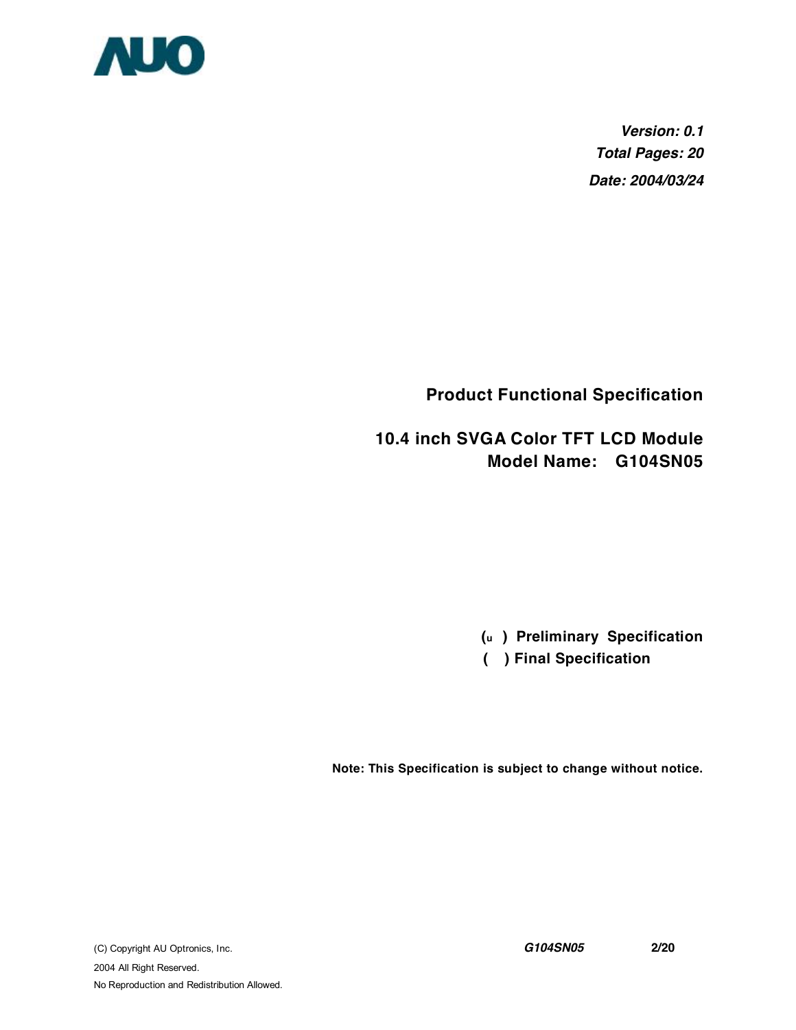***Version: 0.1***

***Total Pages: 20***

***Date: 2004/03/24***

**Product Functional Specification**

**10.4 inch SVGA Color TFT LCD Module**
**Model Name: G104SN05**

**(u ) Preliminary Specification**

**( ) Final Specification**

**Note: This Specification is subject to change without notice.**

(C) Copyright AU Optronics, Inc.
2004 All Right Reserved.
No Reproduction and Redistribution Allowed.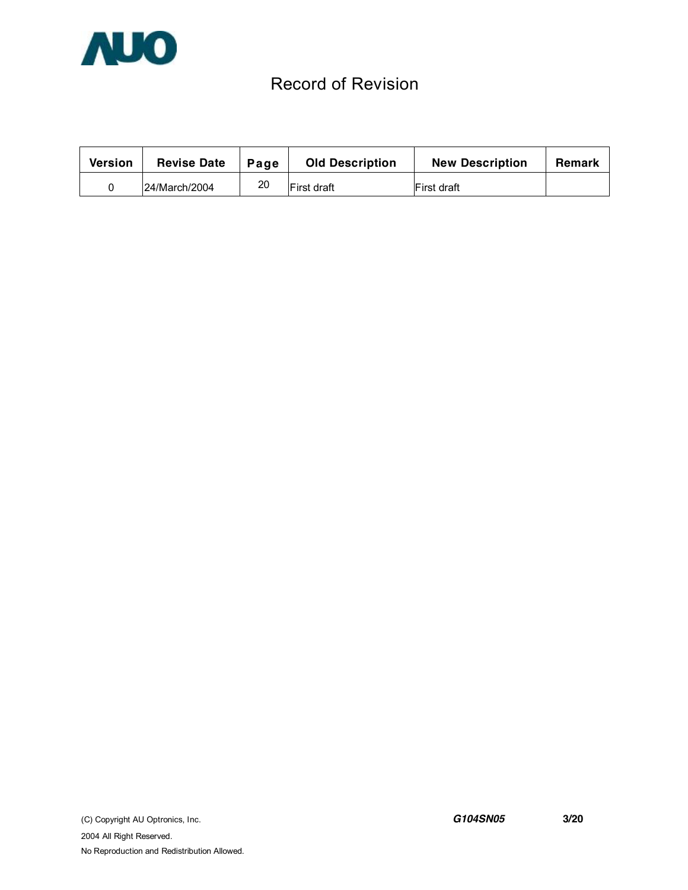# Record of Revision

| Version | Revise Date | Page | Old Description | New Description | Remark |
|---|---|---|---|---|---|
| 0 | 24/March/2004 | 20 | First draft | First draft | |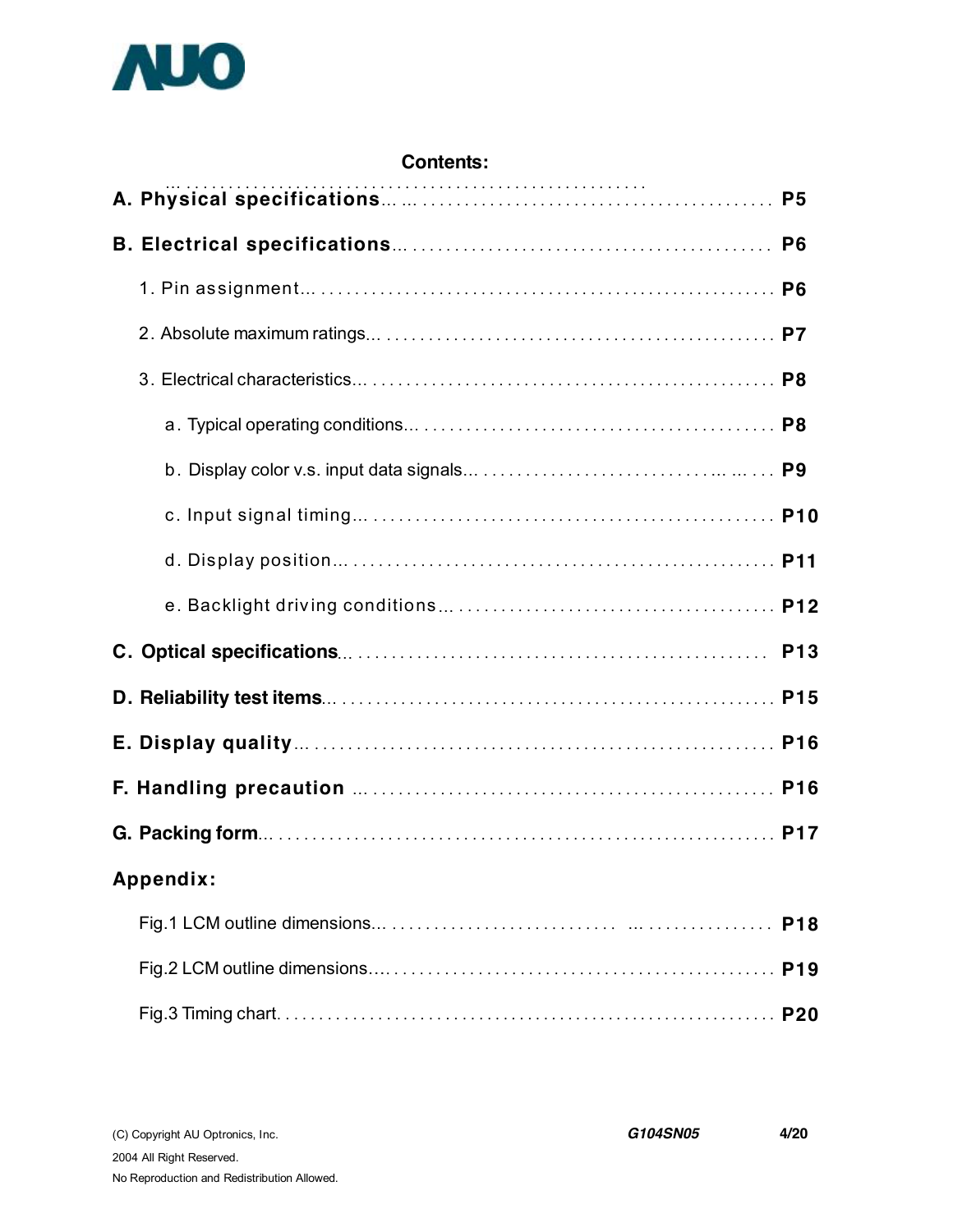## Contents:

**A. Physical specifications** ........................................ **P5**

**B. Electrical specifications** ........................................ **P6**

1. Pin assignment ........................................ **P6**
2. Absolute maximum ratings ........................................ **P7**
3. Electrical characteristics ........................................ **P8**
   - a. Typical operating conditions ........................................ **P8**
   - b. Display color v.s. input data signals ........................................ **P9**
   - c. Input signal timing ........................................ **P10**
   - d. Display position ........................................ **P11**
   - e. Backlight driving conditions ........................................ **P12**

**C. Optical specifications** ........................................ **P13**

**D. Reliability test items** ........................................ **P15**

**E. Display quality** ........................................ **P16**

**F. Handling precaution** ........................................ **P16**

**G. Packing form** ........................................ **P17**

**Appendix:**

Fig.1 LCM outline dimensions ........................................ **P18**

Fig.2 LCM outline dimensions ........................................ **P19**

Fig.3 Timing chart ........................................ **P20**

(C) Copyright AU Optronics, Inc.
2004 All Right Reserved.
No Reproduction and Redistribution Allowed.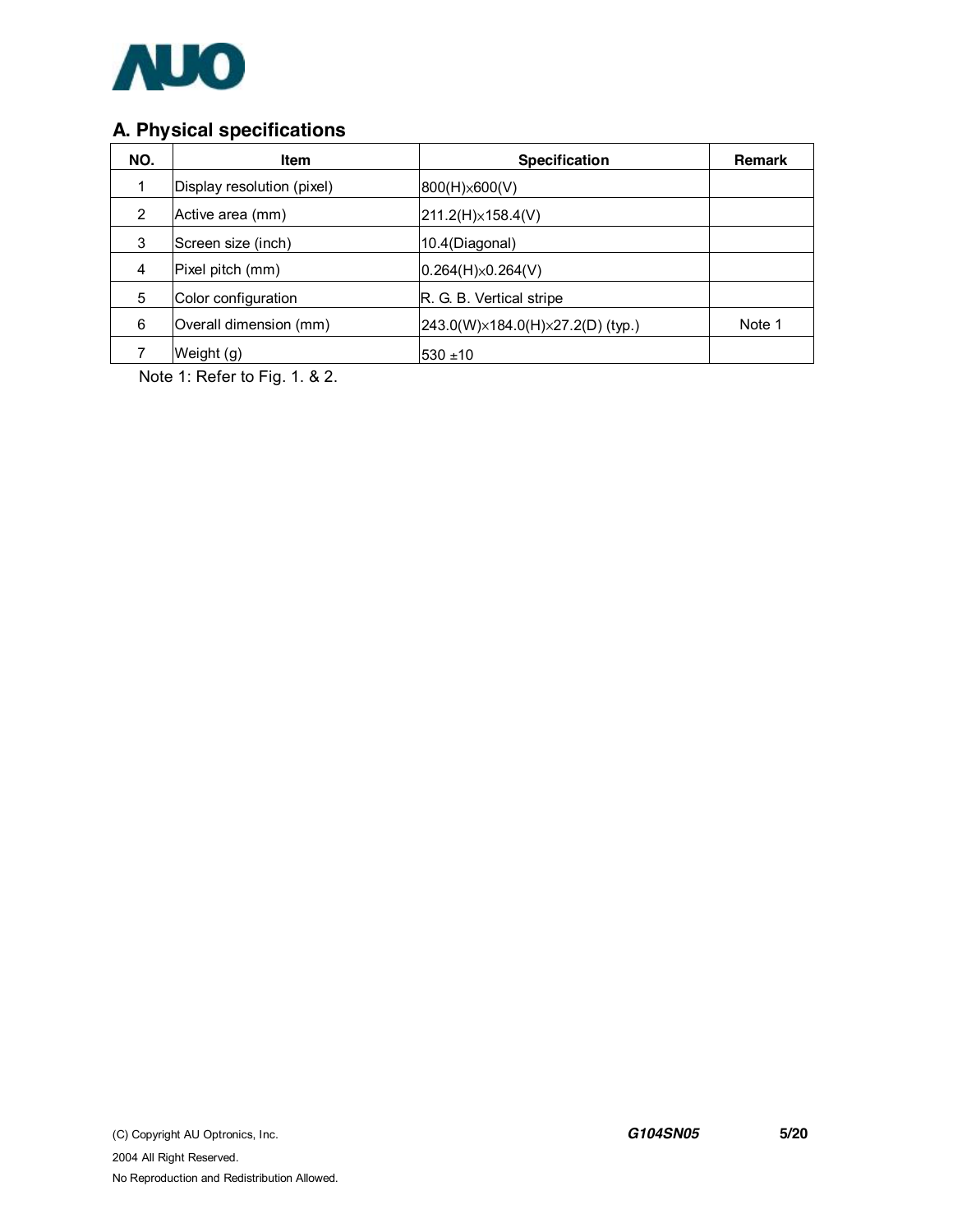## A. Physical specifications

| NO. | Item | Specification | Remark |
|---|---|---|---|
| 1 | Display resolution (pixel) | 800(H)×600(V) | |
| 2 | Active area (mm) | 211.2(H)×158.4(V) | |
| 3 | Screen size (inch) | 10.4(Diagonal) | |
| 4 | Pixel pitch (mm) | 0.264(H)×0.264(V) | |
| 5 | Color configuration | R. G. B. Vertical stripe | |
| 6 | Overall dimension (mm) | 243.0(W)×184.0(H)×27.2(D) (typ.) | Note 1 |
| 7 | Weight (g) | 530 ±10 | |

Note 1: Refer to Fig. 1. & 2.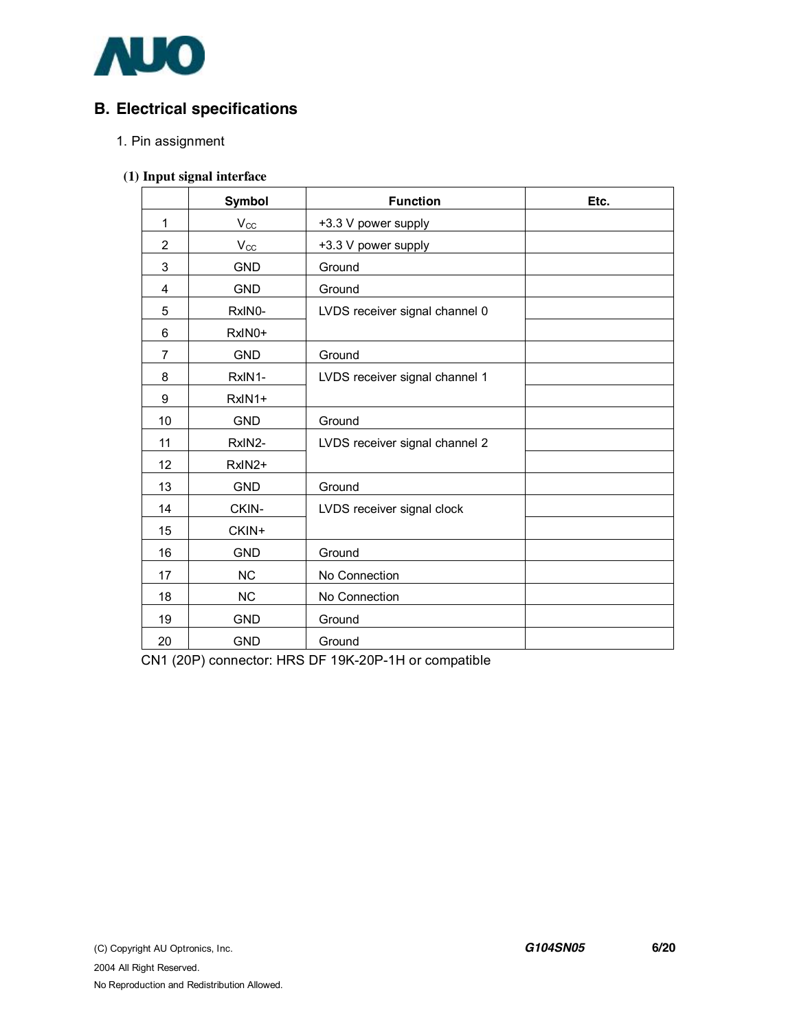## B. Electrical specifications

1. Pin assignment

**(1) Input signal interface**

| | Symbol | Function | Etc. |
|---|---|---|---|
| 1 | $V_{CC}$ | +3.3 V power supply | |
| 2 | $V_{CC}$ | +3.3 V power supply | |
| 3 | GND | Ground | |
| 4 | GND | Ground | |
| 5 | RxIN0- | LVDS receiver signal channel 0 | |
| 6 | RxIN0+ | | |
| 7 | GND | Ground | |
| 8 | RxIN1- | LVDS receiver signal channel 1 | |
| 9 | RxIN1+ | | |
| 10 | GND | Ground | |
| 11 | RxIN2- | LVDS receiver signal channel 2 | |
| 12 | RxIN2+ | | |
| 13 | GND | Ground | |
| 14 | CKIN- | LVDS receiver signal clock | |
| 15 | CKIN+ | | |
| 16 | GND | Ground | |
| 17 | NC | No Connection | |
| 18 | NC | No Connection | |
| 19 | GND | Ground | |
| 20 | GND | Ground | |

CN1 (20P) connector: HRS DF 19K-20P-1H or compatible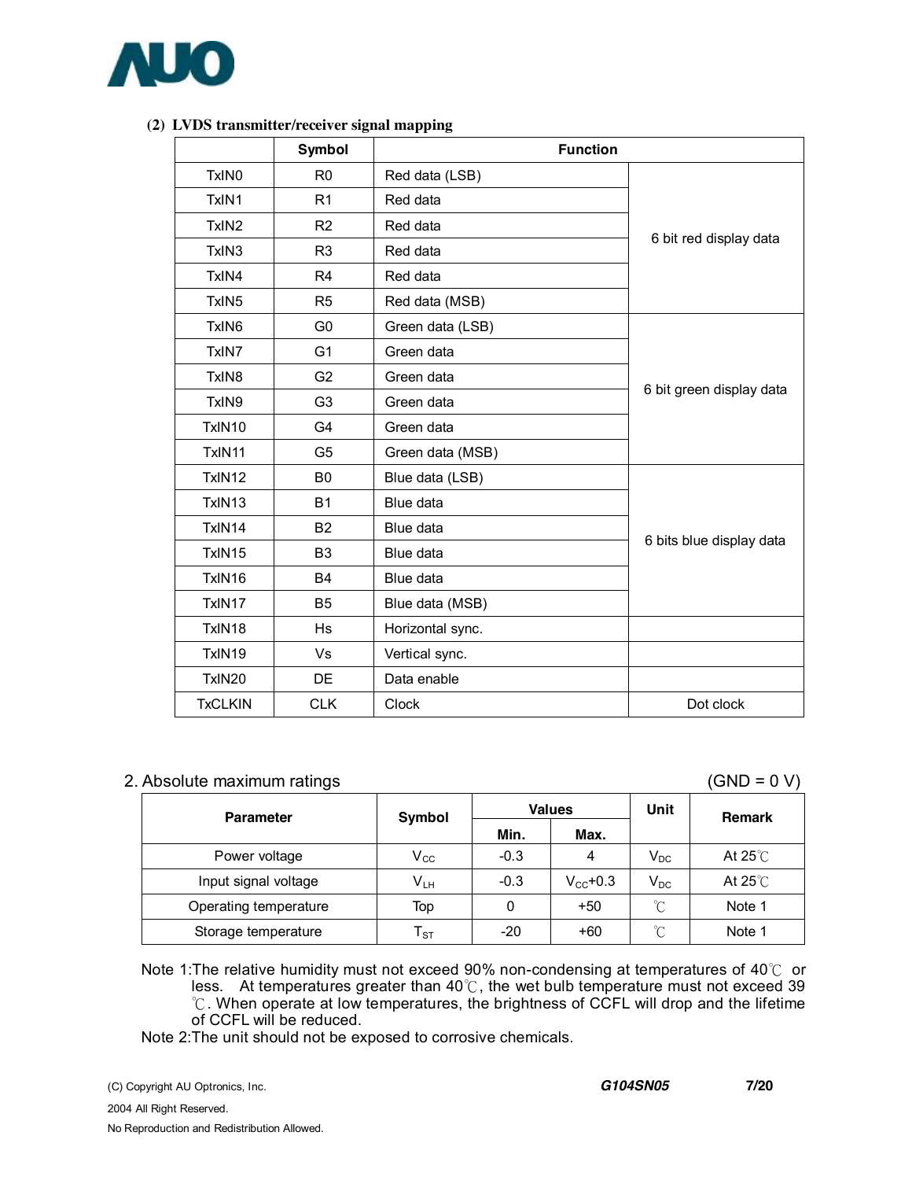### (2) LVDS transmitter/receiver signal mapping

| | Symbol | Function | |
|---|---|---|---|
| TxIN0 | R0 | Red data (LSB) | 6 bit red display data |
| TxIN1 | R1 | Red data | |
| TxIN2 | R2 | Red data | |
| TxIN3 | R3 | Red data | |
| TxIN4 | R4 | Red data | |
| TxIN5 | R5 | Red data (MSB) | |
| TxIN6 | G0 | Green data (LSB) | 6 bit green display data |
| TxIN7 | G1 | Green data | |
| TxIN8 | G2 | Green data | |
| TxIN9 | G3 | Green data | |
| TxIN10 | G4 | Green data | |
| TxIN11 | G5 | Green data (MSB) | |
| TxIN12 | B0 | Blue data (LSB) | 6 bits blue display data |
| TxIN13 | B1 | Blue data | |
| TxIN14 | B2 | Blue data | |
| TxIN15 | B3 | Blue data | |
| TxIN16 | B4 | Blue data | |
| TxIN17 | B5 | Blue data (MSB) | |
| TxIN18 | Hs | Horizontal sync. | |
| TxIN19 | Vs | Vertical sync. | |
| TxIN20 | DE | Data enable | |
| TxCLKIN | CLK | Clock | Dot clock |

## 2. Absolute maximum ratings

(GND = 0 V)

| Parameter | Symbol | Values | | Unit | Remark |
|---|---|---|---|---|---|
| | | Min. | Max. | | |
| Power voltage | $V_{CC}$ | -0.3 | 4 | $V_{DC}$ | At 25℃ |
| Input signal voltage | $V_{LH}$ | -0.3 | $V_{CC}$+0.3 | $V_{DC}$ | At 25℃ |
| Operating temperature | Top | 0 | +50 | ℃ | Note 1 |
| Storage temperature | $T_{ST}$ | -20 | +60 | ℃ | Note 1 |

Note 1:The relative humidity must not exceed 90% non-condensing at temperatures of 40℃ or less. At temperatures greater than 40℃, the wet bulb temperature must not exceed 39 ℃. When operate at low temperatures, the brightness of CCFL will drop and the lifetime of CCFL will be reduced.

Note 2:The unit should not be exposed to corrosive chemicals.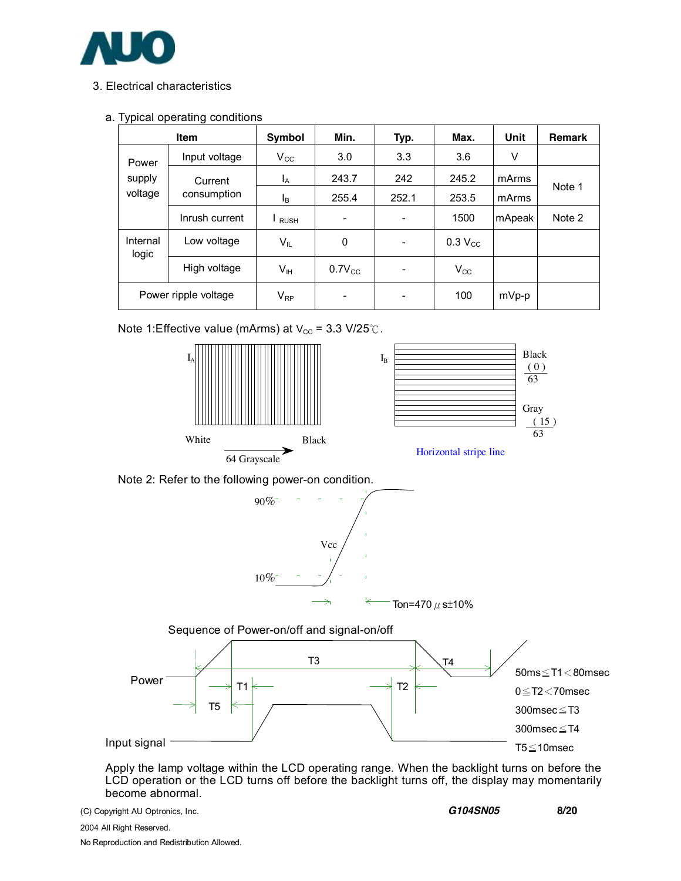## 3. Electrical characteristics

### a. Typical operating conditions

| Item | | Symbol | Min. | Typ. | Max. | Unit | Remark |
|---|---|---|---|---|---|---|---|
| Power supply voltage | Input voltage | $V_{CC}$ | 3.0 | 3.3 | 3.6 | V | |
| | Current consumption | $I_A$ | 243.7 | 242 | 245.2 | mArms | Note 1 |
| | | $I_B$ | 255.4 | 252.1 | 253.5 | mArms | |
| | Inrush current | $I_{RUSH}$ | - | - | 1500 | mApeak | Note 2 |
| Internal logic | Low voltage | $V_{IL}$ | 0 | - | 0.3 $V_{CC}$ | | |
| | High voltage | $V_{IH}$ | 0.7$V_{CC}$ | - | $V_{CC}$ | | |
| Power ripple voltage | | $V_{RP}$ | - | - | 100 | mVp-p | |

Note 1:Effective value (mArms) at $V_{CC}$ = 3.3 V/25℃.

$I_A$ — White → Black, 64 Grayscale

$I_B$ — Black $\frac{(0)}{63}$, Gray $\frac{(15)}{63}$ — Horizontal stripe line

Note 2: Refer to the following power-on condition.

90%, 10%, Vcc, Ton=470 μs±10%

Sequence of Power-on/off and signal-on/off

Power, Input signal, T1, T2, T3, T4, T5

50ms≦T1＜80msec

0≦T2＜70msec

300msec≦T3

300msec≦T4

T5≦10msec

Apply the lamp voltage within the LCD operating range. When the backlight turns on before the LCD operation or the LCD turns off before the backlight turns off, the display may momentarily become abnormal.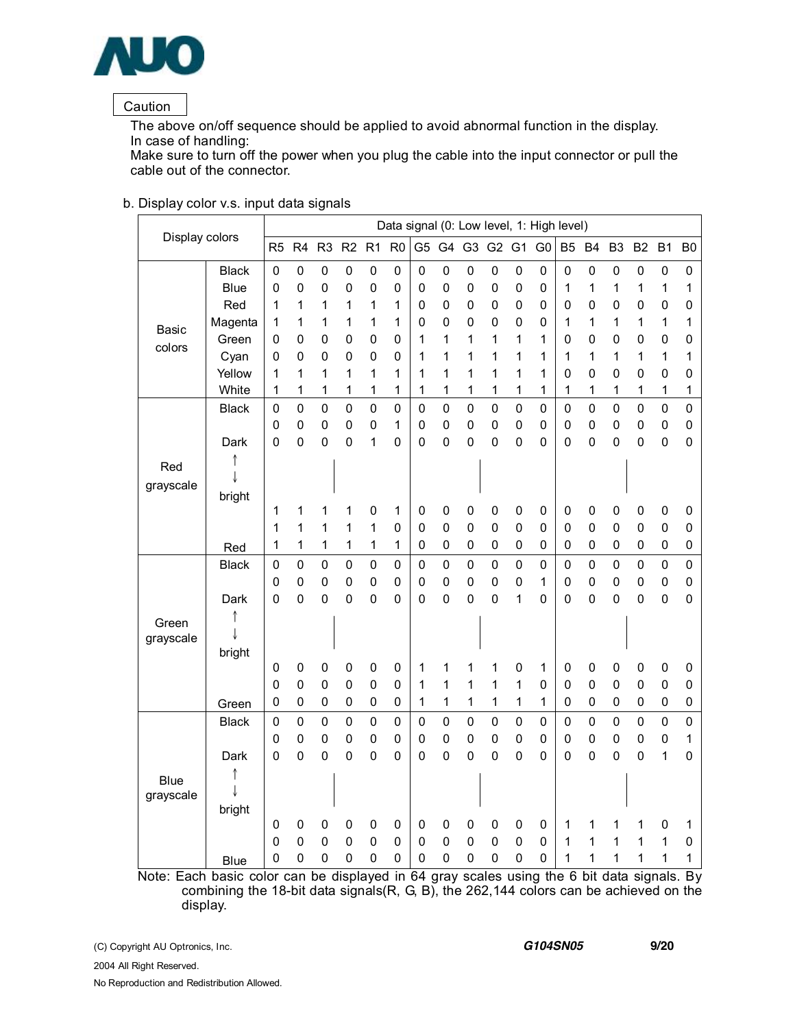Caution

The above on/off sequence should be applied to avoid abnormal function in the display.
In case of handling:
Make sure to turn off the power when you plug the cable into the input connector or pull the cable out of the connector.

b. Display color v.s. input data signals

| Display colors | | R5 | R4 | R3 | R2 | R1 | R0 | G5 | G4 | G3 | G2 | G1 | G0 | B5 | B4 | B3 | B2 | B1 | B0 |
|---|---|---|---|---|---|---|---|---|---|---|---|---|---|---|---|---|---|---|---|
| Basic colors | Black | 0 | 0 | 0 | 0 | 0 | 0 | 0 | 0 | 0 | 0 | 0 | 0 | 0 | 0 | 0 | 0 | 0 | 0 |
| | Blue | 0 | 0 | 0 | 0 | 0 | 0 | 0 | 0 | 0 | 0 | 0 | 0 | 1 | 1 | 1 | 1 | 1 | 1 |
| | Red | 1 | 1 | 1 | 1 | 1 | 1 | 0 | 0 | 0 | 0 | 0 | 0 | 0 | 0 | 0 | 0 | 0 | 0 |
| | Magenta | 1 | 1 | 1 | 1 | 1 | 1 | 0 | 0 | 0 | 0 | 0 | 0 | 1 | 1 | 1 | 1 | 1 | 1 |
| | Green | 0 | 0 | 0 | 0 | 0 | 0 | 1 | 1 | 1 | 1 | 1 | 1 | 0 | 0 | 0 | 0 | 0 | 0 |
| | Cyan | 0 | 0 | 0 | 0 | 0 | 0 | 1 | 1 | 1 | 1 | 1 | 1 | 1 | 1 | 1 | 1 | 1 | 1 |
| | Yellow | 1 | 1 | 1 | 1 | 1 | 1 | 1 | 1 | 1 | 1 | 1 | 1 | 0 | 0 | 0 | 0 | 0 | 0 |
| | White | 1 | 1 | 1 | 1 | 1 | 1 | 1 | 1 | 1 | 1 | 1 | 1 | 1 | 1 | 1 | 1 | 1 | 1 |
| Red grayscale | Black | 0 | 0 | 0 | 0 | 0 | 0 | 0 | 0 | 0 | 0 | 0 | 0 | 0 | 0 | 0 | 0 | 0 | 0 |
| | | 0 | 0 | 0 | 0 | 0 | 1 | 0 | 0 | 0 | 0 | 0 | 0 | 0 | 0 | 0 | 0 | 0 | 0 |
| | Dark | 0 | 0 | 0 | 0 | 1 | 0 | 0 | 0 | 0 | 0 | 0 | 0 | 0 | 0 | 0 | 0 | 0 | 0 |
| | ↑<br>↓ | | | \| | | | | | | \| | | | | | | \| | | | |
| | bright | | | | | | | | | | | | | | | | | | |
| | | 1 | 1 | 1 | 1 | 0 | 1 | 0 | 0 | 0 | 0 | 0 | 0 | 0 | 0 | 0 | 0 | 0 | 0 |
| | | 1 | 1 | 1 | 1 | 1 | 0 | 0 | 0 | 0 | 0 | 0 | 0 | 0 | 0 | 0 | 0 | 0 | 0 |
| | Red | 1 | 1 | 1 | 1 | 1 | 1 | 0 | 0 | 0 | 0 | 0 | 0 | 0 | 0 | 0 | 0 | 0 | 0 |
| Green grayscale | Black | 0 | 0 | 0 | 0 | 0 | 0 | 0 | 0 | 0 | 0 | 0 | 0 | 0 | 0 | 0 | 0 | 0 | 0 |
| | | 0 | 0 | 0 | 0 | 0 | 0 | 0 | 0 | 0 | 0 | 0 | 1 | 0 | 0 | 0 | 0 | 0 | 0 |
| | Dark | 0 | 0 | 0 | 0 | 0 | 0 | 0 | 0 | 0 | 0 | 1 | 0 | 0 | 0 | 0 | 0 | 0 | 0 |
| | ↑<br>↓ | | | \| | | | | | | \| | | | | | | \| | | | |
| | bright | | | | | | | | | | | | | | | | | | |
| | | 0 | 0 | 0 | 0 | 0 | 0 | 1 | 1 | 1 | 1 | 0 | 1 | 0 | 0 | 0 | 0 | 0 | 0 |
| | | 0 | 0 | 0 | 0 | 0 | 0 | 1 | 1 | 1 | 1 | 1 | 0 | 0 | 0 | 0 | 0 | 0 | 0 |
| | Green | 0 | 0 | 0 | 0 | 0 | 0 | 1 | 1 | 1 | 1 | 1 | 1 | 0 | 0 | 0 | 0 | 0 | 0 |
| Blue grayscale | Black | 0 | 0 | 0 | 0 | 0 | 0 | 0 | 0 | 0 | 0 | 0 | 0 | 0 | 0 | 0 | 0 | 0 | 0 |
| | | 0 | 0 | 0 | 0 | 0 | 0 | 0 | 0 | 0 | 0 | 0 | 0 | 0 | 0 | 0 | 0 | 0 | 1 |
| | Dark | 0 | 0 | 0 | 0 | 0 | 0 | 0 | 0 | 0 | 0 | 0 | 0 | 0 | 0 | 0 | 0 | 1 | 0 |
| | ↑<br>↓ | | | \| | | | | | | \| | | | | | | \| | | | |
| | bright | | | | | | | | | | | | | | | | | | |
| | | 0 | 0 | 0 | 0 | 0 | 0 | 0 | 0 | 0 | 0 | 0 | 0 | 1 | 1 | 1 | 1 | 0 | 1 |
| | | 0 | 0 | 0 | 0 | 0 | 0 | 0 | 0 | 0 | 0 | 0 | 0 | 1 | 1 | 1 | 1 | 1 | 0 |
| | Blue | 0 | 0 | 0 | 0 | 0 | 0 | 0 | 0 | 0 | 0 | 0 | 0 | 1 | 1 | 1 | 1 | 1 | 1 |

Data signal (0: Low level, 1: High level)

Note: Each basic color can be displayed in 64 gray scales using the 6 bit data signals. By combining the 18-bit data signals(R, G, B), the 262,144 colors can be achieved on the display.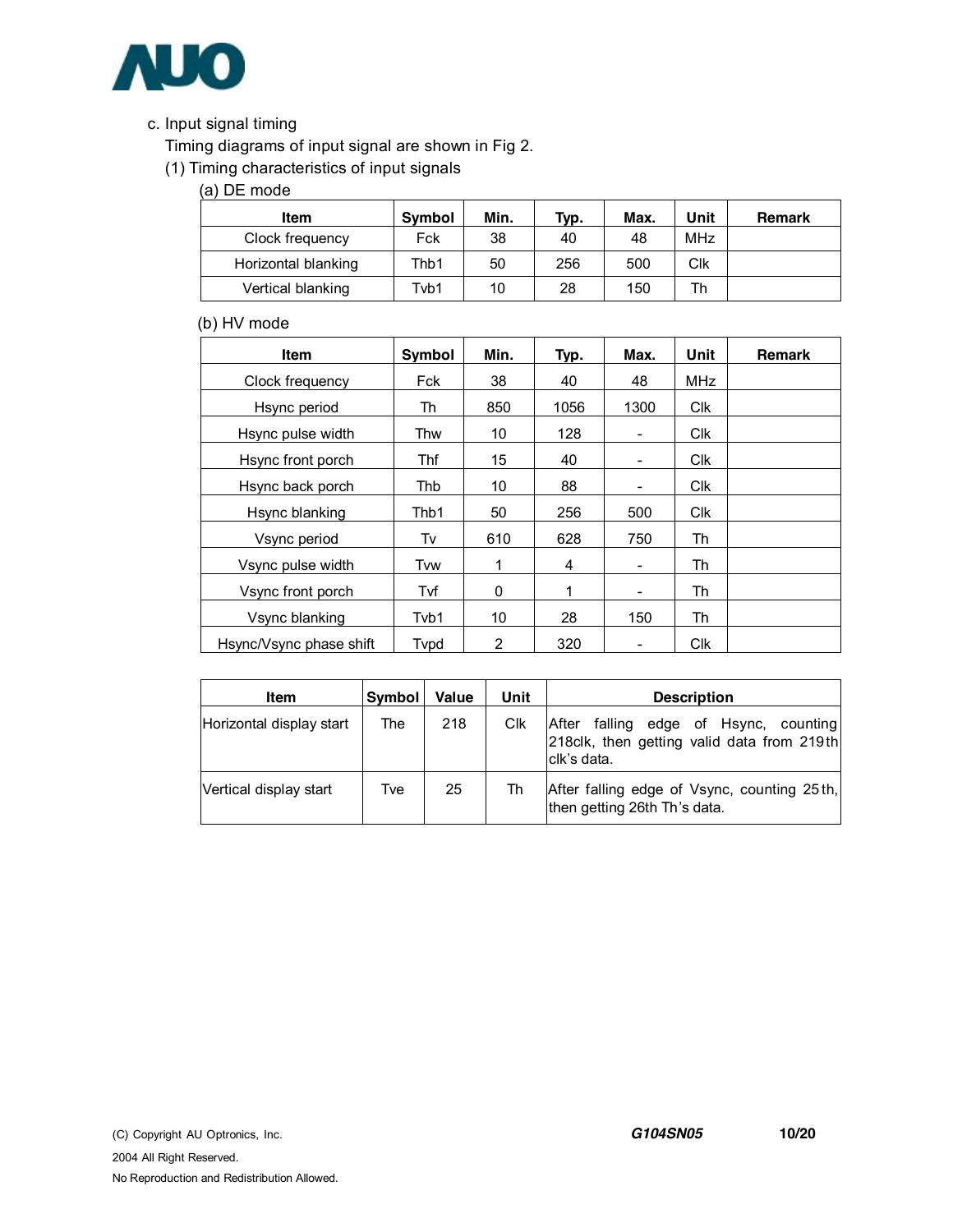c. Input signal timing

Timing diagrams of input signal are shown in Fig 2.

(1) Timing characteristics of input signals

(a) DE mode

| Item | Symbol | Min. | Typ. | Max. | Unit | Remark |
|---|---|---|---|---|---|---|
| Clock frequency | Fck | 38 | 40 | 48 | MHz | |
| Horizontal blanking | Thb1 | 50 | 256 | 500 | Clk | |
| Vertical blanking | Tvb1 | 10 | 28 | 150 | Th | |

(b) HV mode

| Item | Symbol | Min. | Typ. | Max. | Unit | Remark |
|---|---|---|---|---|---|---|
| Clock frequency | Fck | 38 | 40 | 48 | MHz | |
| Hsync period | Th | 850 | 1056 | 1300 | Clk | |
| Hsync pulse width | Thw | 10 | 128 | - | Clk | |
| Hsync front porch | Thf | 15 | 40 | - | Clk | |
| Hsync back porch | Thb | 10 | 88 | - | Clk | |
| Hsync blanking | Thb1 | 50 | 256 | 500 | Clk | |
| Vsync period | Tv | 610 | 628 | 750 | Th | |
| Vsync pulse width | Tvw | 1 | 4 | - | Th | |
| Vsync front porch | Tvf | 0 | 1 | - | Th | |
| Vsync blanking | Tvb1 | 10 | 28 | 150 | Th | |
| Hsync/Vsync phase shift | Tvpd | 2 | 320 | - | Clk | |

| Item | Symbol | Value | Unit | Description |
|---|---|---|---|---|
| Horizontal display start | The | 218 | Clk | After falling edge of Hsync, counting 218clk, then getting valid data from 219th clk's data. |
| Vertical display start | Tve | 25 | Th | After falling edge of Vsync, counting 25th, then getting 26th Th's data. |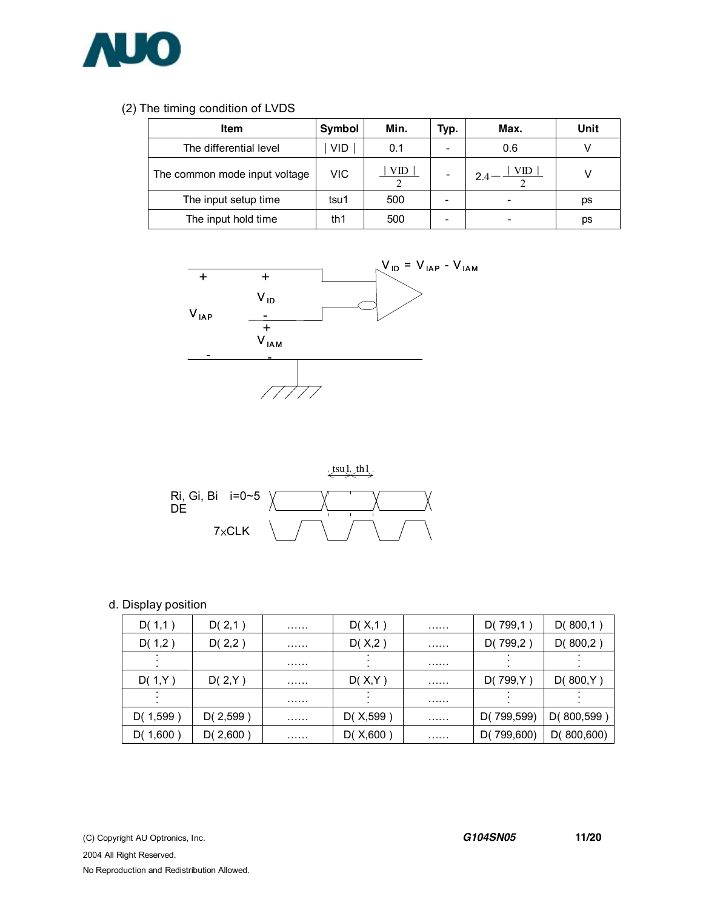(2) The timing condition of LVDS

| Item | Symbol | Min. | Typ. | Max. | Unit |
|---|---|---|---|---|---|
| The differential level | \| VID \| | 0.1 | - | 0.6 | V |
| The common mode input voltage | VIC | $\frac{\|VID\|}{2}$ | - | $2.4-\frac{\|VID\|}{2}$ | V |
| The input setup time | tsu1 | 500 | - | - | ps |
| The input hold time | th1 | 500 | - | - | ps |

$V_{ID} = V_{IAP} - V_{IAM}$

d. Display position

| D( 1,1 ) | D( 2,1 ) | …… | D( X,1 ) | …… | D( 799,1 ) | D( 800,1 ) |
|---|---|---|---|---|---|---|
| D( 1,2 ) | D( 2,2 ) | …… | D( X,2 ) | …… | D( 799,2 ) | D( 800,2 ) |
| ⋮ | | …… | ⋮ | …… | ⋮ | ⋮ |
| D( 1,Y ) | D( 2,Y ) | …… | D( X,Y ) | …… | D( 799,Y ) | D( 800,Y ) |
| ⋮ | | …… | ⋮ | …… | ⋮ | ⋮ |
| D( 1,599 ) | D( 2,599 ) | …… | D( X,599 ) | …… | D( 799,599) | D( 800,599 ) |
| D( 1,600 ) | D( 2,600 ) | …… | D( X,600 ) | …… | D( 799,600) | D( 800,600) |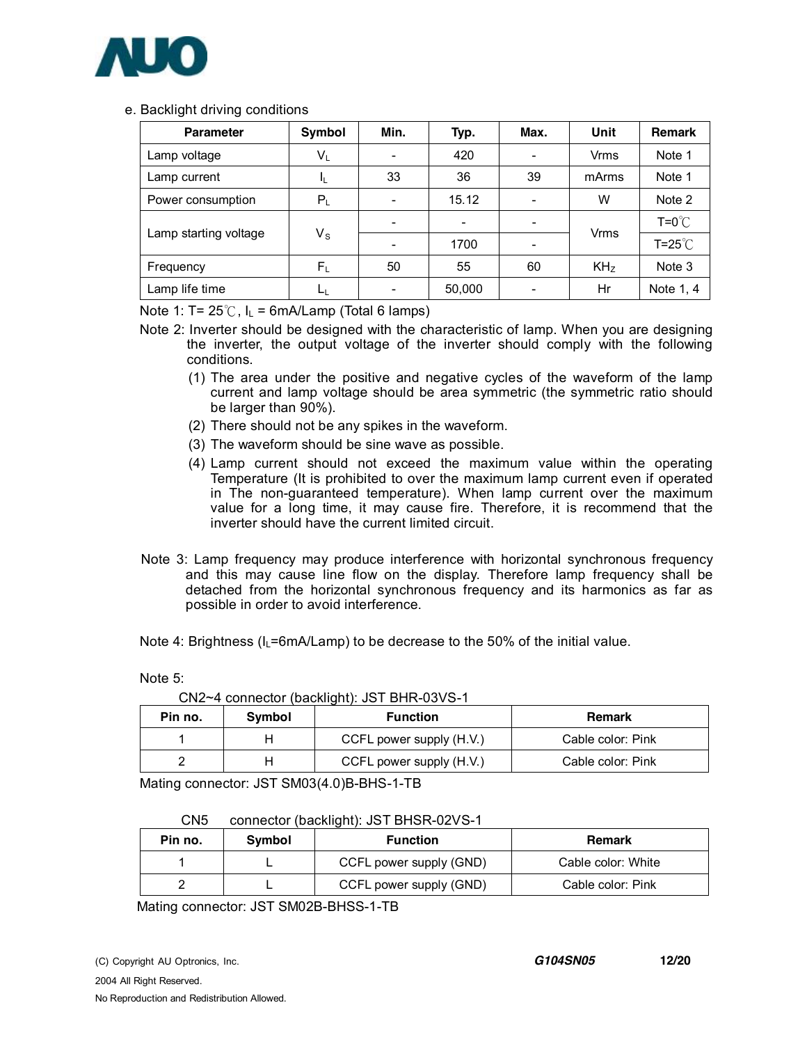e. Backlight driving conditions

| Parameter | Symbol | Min. | Typ. | Max. | Unit | Remark |
|---|---|---|---|---|---|---|
| Lamp voltage | $V_L$ | - | 420 | - | Vrms | Note 1 |
| Lamp current | $I_L$ | 33 | 36 | 39 | mArms | Note 1 |
| Power consumption | $P_L$ | - | 15.12 | - | W | Note 2 |
| Lamp starting voltage | $V_S$ | - | - | - | Vrms | T=0℃ |
| | | - | 1700 | - | | T=25℃ |
| Frequency | $F_L$ | 50 | 55 | 60 | KHz | Note 3 |
| Lamp life time | $L_L$ | - | 50,000 | - | Hr | Note 1, 4 |

Note 1: T= 25℃, $I_L$ = 6mA/Lamp (Total 6 lamps)

Note 2: Inverter should be designed with the characteristic of lamp. When you are designing the inverter, the output voltage of the inverter should comply with the following conditions.

(1) The area under the positive and negative cycles of the waveform of the lamp current and lamp voltage should be area symmetric (the symmetric ratio should be larger than 90%).
(2) There should not be any spikes in the waveform.
(3) The waveform should be sine wave as possible.
(4) Lamp current should not exceed the maximum value within the operating Temperature (It is prohibited to over the maximum lamp current even if operated in The non-guaranteed temperature). When lamp current over the maximum value for a long time, it may cause fire. Therefore, it is recommend that the inverter should have the current limited circuit.

Note 3: Lamp frequency may produce interference with horizontal synchronous frequency and this may cause line flow on the display. Therefore lamp frequency shall be detached from the horizontal synchronous frequency and its harmonics as far as possible in order to avoid interference.

Note 4: Brightness ($I_L$=6mA/Lamp) to be decrease to the 50% of the initial value.

Note 5:

CN2~4 connector (backlight): JST BHR-03VS-1

| Pin no. | Symbol | Function | Remark |
|---|---|---|---|
| 1 | H | CCFL power supply (H.V.) | Cable color: Pink |
| 2 | H | CCFL power supply (H.V.) | Cable color: Pink |

Mating connector: JST SM03(4.0)B-BHS-1-TB

CN5 connector (backlight): JST BHSR-02VS-1

| Pin no. | Symbol | Function | Remark |
|---|---|---|---|
| 1 | L | CCFL power supply (GND) | Cable color: White |
| 2 | L | CCFL power supply (GND) | Cable color: Pink |

Mating connector: JST SM02B-BHSS-1-TB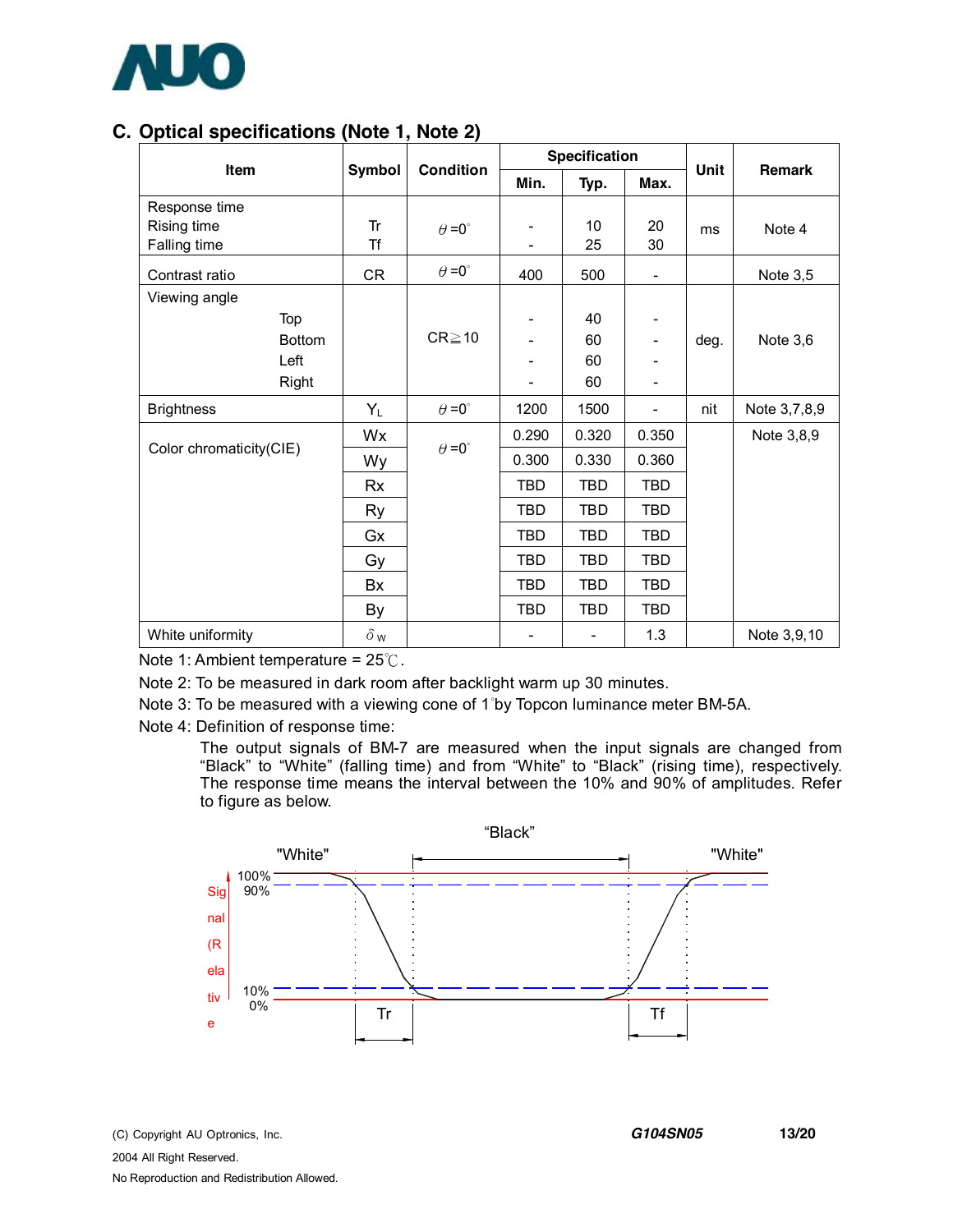## C. Optical specifications (Note 1, Note 2)

| Item | Symbol | Condition | Specification | | | Unit | Remark |
|---|---|---|---|---|---|---|---|
| | | | Min. | Typ. | Max. | | |
| Response time<br>Rising time<br>Falling time | Tr<br>Tf | $\theta$ =0° | -<br>- | 10<br>25 | 20<br>30 | ms | Note 4 |
| Contrast ratio | CR | $\theta$ =0° | 400 | 500 | - | | Note 3,5 |
| Viewing angle<br>Top<br>Bottom<br>Left<br>Right | | CR≧10 | -<br>-<br>-<br>- | 40<br>60<br>60<br>60 | -<br>-<br>-<br>- | deg. | Note 3,6 |
| Brightness | $Y_L$ | $\theta$ =0° | 1200 | 1500 | - | nit | Note 3,7,8,9 |
| Color chromaticity(CIE) | Wx | $\theta$ =0° | 0.290 | 0.320 | 0.350 | | Note 3,8,9 |
| | Wy | | 0.300 | 0.330 | 0.360 | | |
| | Rx | | TBD | TBD | TBD | | |
| | Ry | | TBD | TBD | TBD | | |
| | Gx | | TBD | TBD | TBD | | |
| | Gy | | TBD | TBD | TBD | | |
| | Bx | | TBD | TBD | TBD | | |
| | By | | TBD | TBD | TBD | | |
| White uniformity | $\delta_W$ | | - | - | 1.3 | | Note 3,9,10 |

Note 1: Ambient temperature = 25℃.

Note 2: To be measured in dark room after backlight warm up 30 minutes.

Note 3: To be measured with a viewing cone of 1°by Topcon luminance meter BM-5A.

Note 4: Definition of response time:

The output signals of BM-7 are measured when the input signals are changed from "Black" to "White" (falling time) and from "White" to "Black" (rising time), respectively. The response time means the interval between the 10% and 90% of amplitudes. Refer to figure as below.

"Black"

"White" "White"

Signal (Relative)

100%
90%
10%
0%

Tr Tf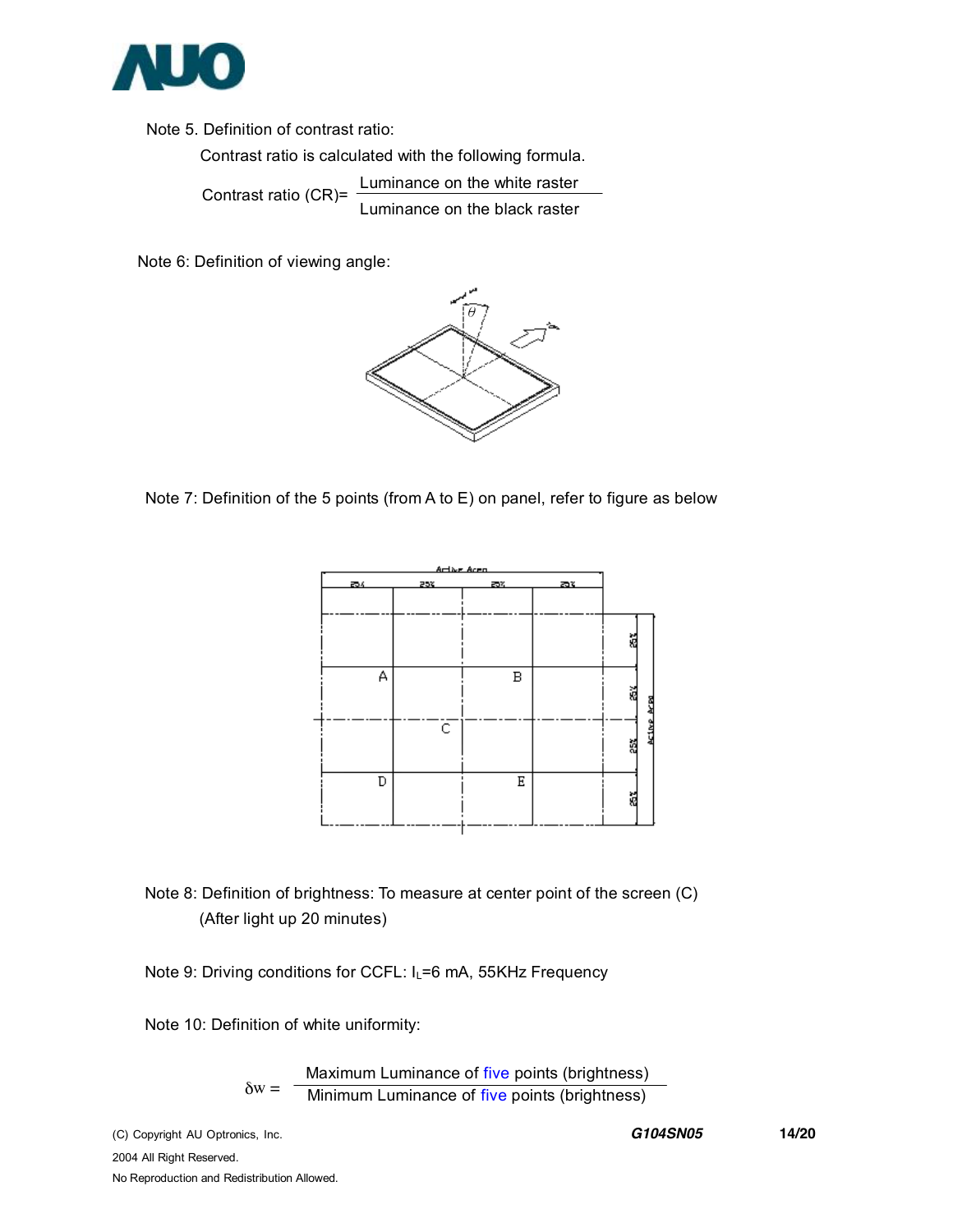Note 5. Definition of contrast ratio:

Contrast ratio is calculated with the following formula.

$$\text{Contrast ratio (CR)} = \frac{\text{Luminance on the white raster}}{\text{Luminance on the black raster}}$$

Note 6: Definition of viewing angle:

Note 7: Definition of the 5 points (from A to E) on panel, refer to figure as below

Note 8: Definition of brightness: To measure at center point of the screen (C)
(After light up 20 minutes)

Note 9: Driving conditions for CCFL: $I_L$=6 mA, 55KHz Frequency

Note 10: Definition of white uniformity:

$$\delta w = \frac{\text{Maximum Luminance of five points (brightness)}}{\text{Minimum Luminance of five points (brightness)}}$$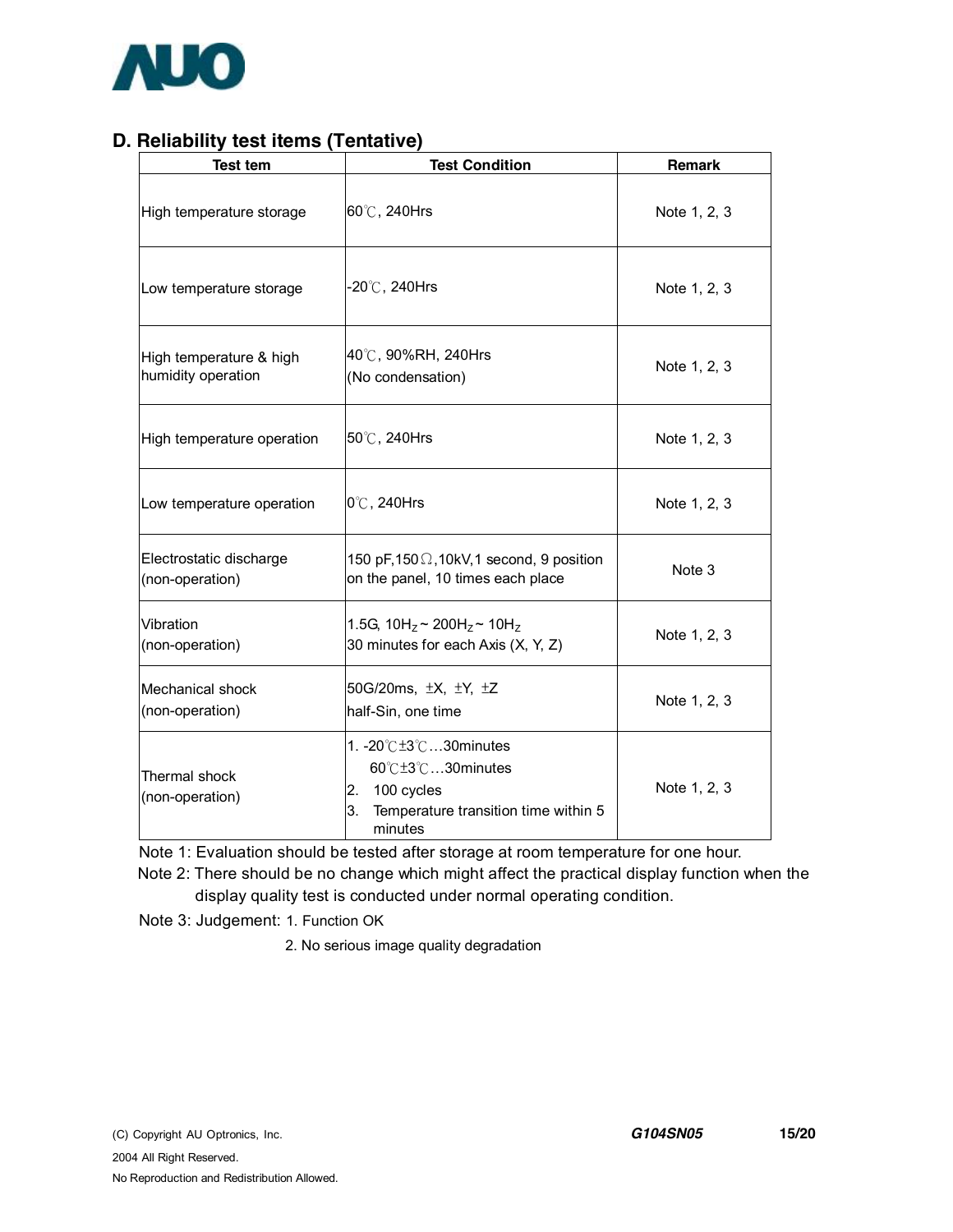## D. Reliability test items (Tentative)

| Test tem | Test Condition | Remark |
|---|---|---|
| High temperature storage | 60℃, 240Hrs | Note 1, 2, 3 |
| Low temperature storage | -20℃, 240Hrs | Note 1, 2, 3 |
| High temperature & high humidity operation | 40℃, 90%RH, 240Hrs (No condensation) | Note 1, 2, 3 |
| High temperature operation | 50℃, 240Hrs | Note 1, 2, 3 |
| Low temperature operation | 0℃, 240Hrs | Note 1, 2, 3 |
| Electrostatic discharge (non-operation) | 150 pF,150Ω,10kV,1 second, 9 position on the panel, 10 times each place | Note 3 |
| Vibration (non-operation) | 1.5G, $10H_Z$ ~ $200H_Z$ ~ $10H_Z$ 30 minutes for each Axis (X, Y, Z) | Note 1, 2, 3 |
| Mechanical shock (non-operation) | 50G/20ms, ±X, ±Y, ±Z half-Sin, one time | Note 1, 2, 3 |
| Thermal shock (non-operation) | 1. -20℃±3℃…30minutes 60℃±3℃…30minutes 2. 100 cycles 3. Temperature transition time within 5 minutes | Note 1, 2, 3 |

Note 1: Evaluation should be tested after storage at room temperature for one hour.

Note 2: There should be no change which might affect the practical display function when the display quality test is conducted under normal operating condition.

Note 3: Judgement: 1. Function OK

2. No serious image quality degradation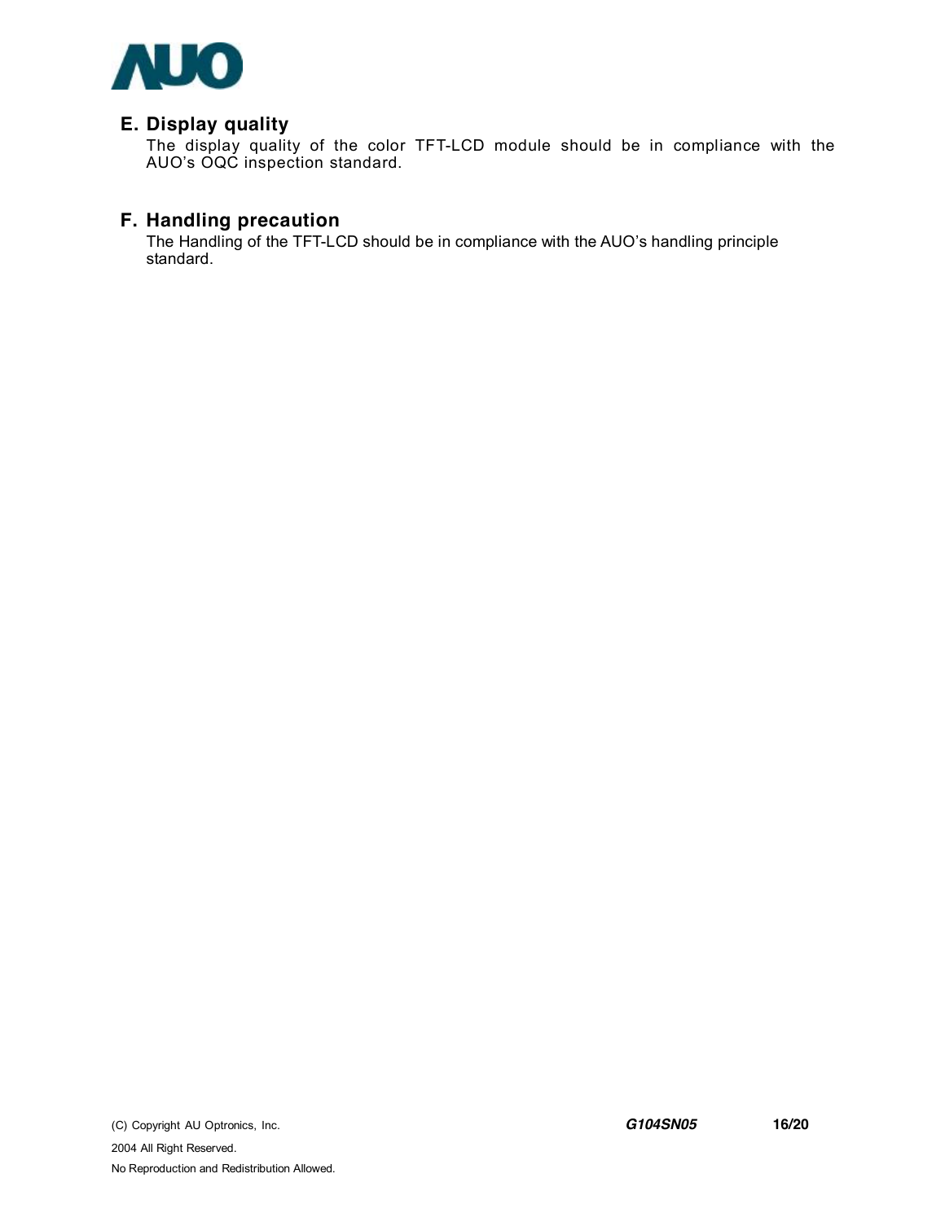## E. Display quality

The display quality of the color TFT-LCD module should be in compliance with the AUO's OQC inspection standard.

## F. Handling precaution

The Handling of the TFT-LCD should be in compliance with the AUO's handling principle standard.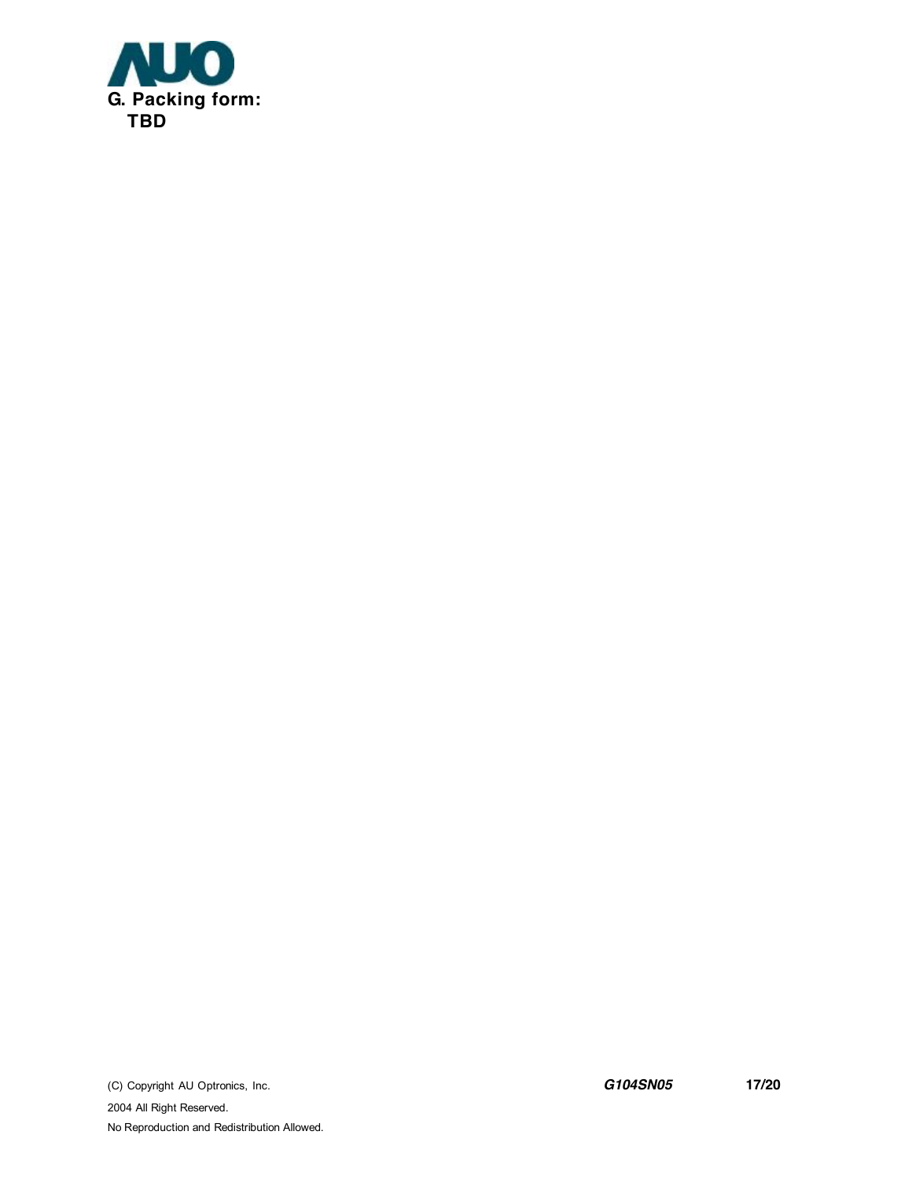## G. Packing form:

**TBD**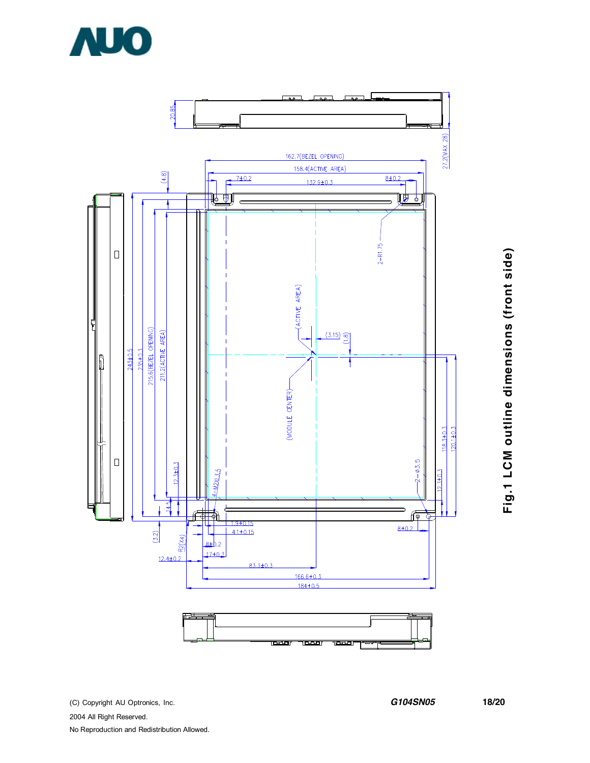Fig.1 LCM outline dimensions (front side)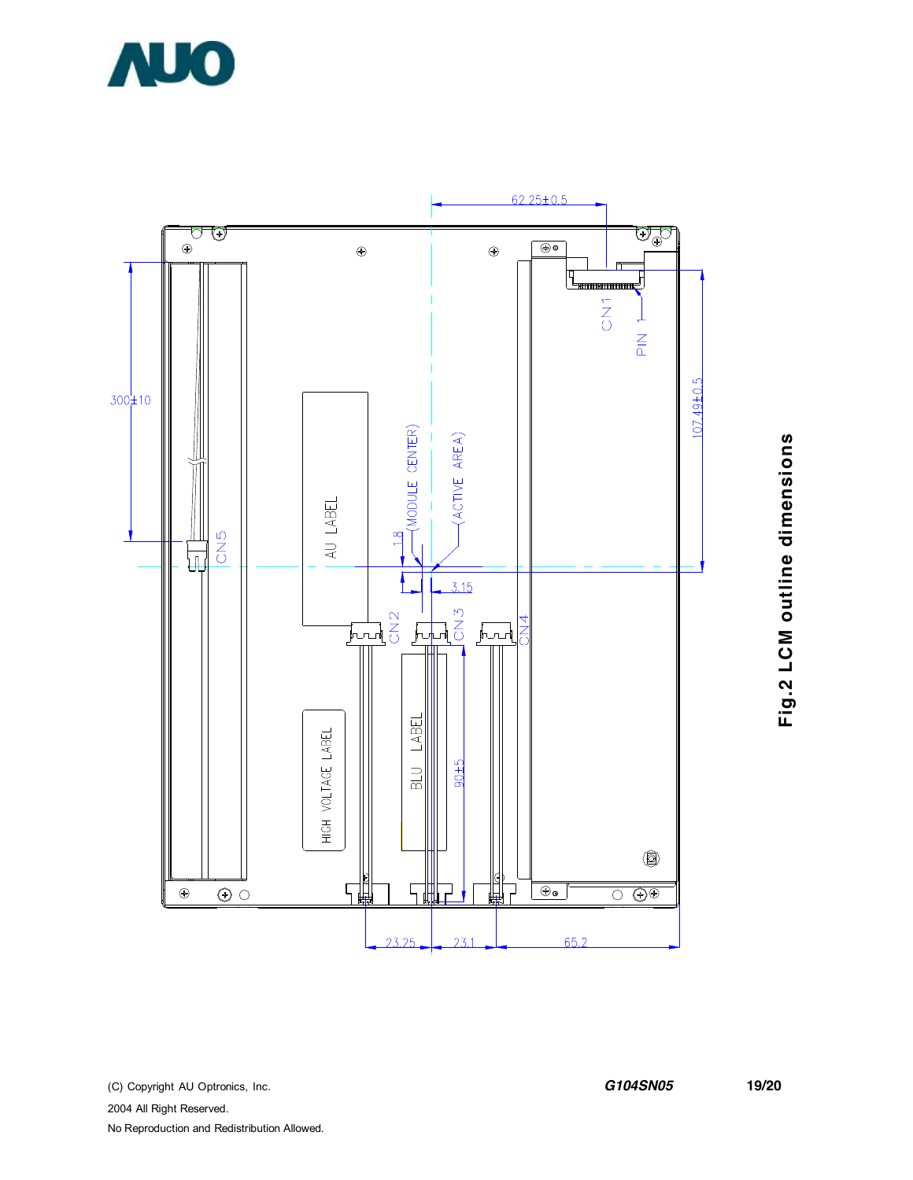62.25±0.5

CN1

PIN 1

107.49±0.5

300±10

AU LABEL

(MODULE CENTER)

(ACTIVE AREA)

1.8

3.15

CN5

CN2

CN3

CN4

HIGH VOLTAGE LABEL

BLU LABEL

90±5

23.25

23.1

65.2

**Fig.2 LCM outline dimensions**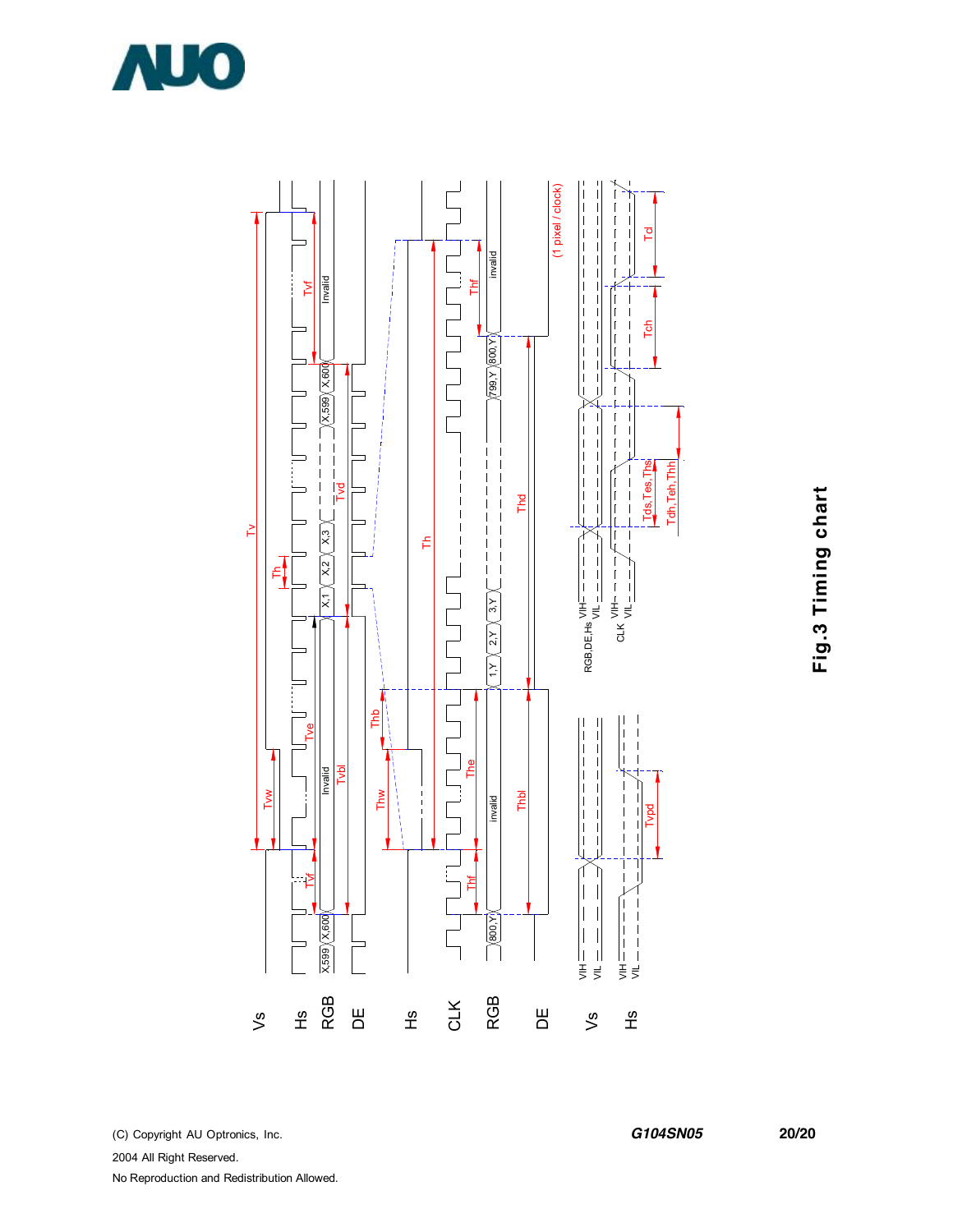Vs

Hs

RGB

DE

Hs

CLK

RGB

DE

Vs

Hs

Tv

Tvw

Tvf

Tve

Th

Tvd

Tvbl

Invalid

X,599

X,600

X,1

X,2

X,3

Thb

Thw

Th

Thf

The

Thd

Thbl

invalid

800,Y

1,Y

2,Y

3,Y

799,Y

(1 pixel / clock)

VIH

VIL

RGB,DE,Hs

CLK

Tvpd

Tds,Tes,Ths

Tdh,Teh,Thh

Tch

Tcl

Fig.3 Timing chart